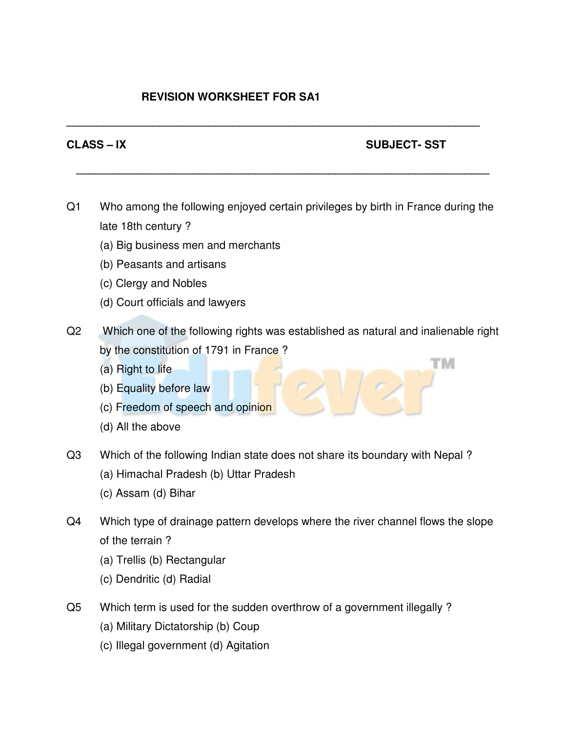# REVISION WORKSHEET FOR SA1

---

**CLASS – IX** **SUBJECT- SST**

---

Q1 Who among the following enjoyed certain privileges by birth in France during the late 18th century ?

(a) Big business men and merchants

(b) Peasants and artisans

(c) Clergy and Nobles

(d) Court officials and lawyers

Q2 Which one of the following rights was established as natural and inalienable right by the constitution of 1791 in France ?

(a) Right to life

(b) Equality before law

(c) Freedom of speech and opinion

(d) All the above

Q3 Which of the following Indian state does not share its boundary with Nepal ?

(a) Himachal Pradesh (b) Uttar Pradesh

(c) Assam (d) Bihar

Q4 Which type of drainage pattern develops where the river channel flows the slope of the terrain ?

(a) Trellis (b) Rectangular

(c) Dendritic (d) Radial

Q5 Which term is used for the sudden overthrow of a government illegally ?

(a) Military Dictatorship (b) Coup

(c) Illegal government (d) Agitation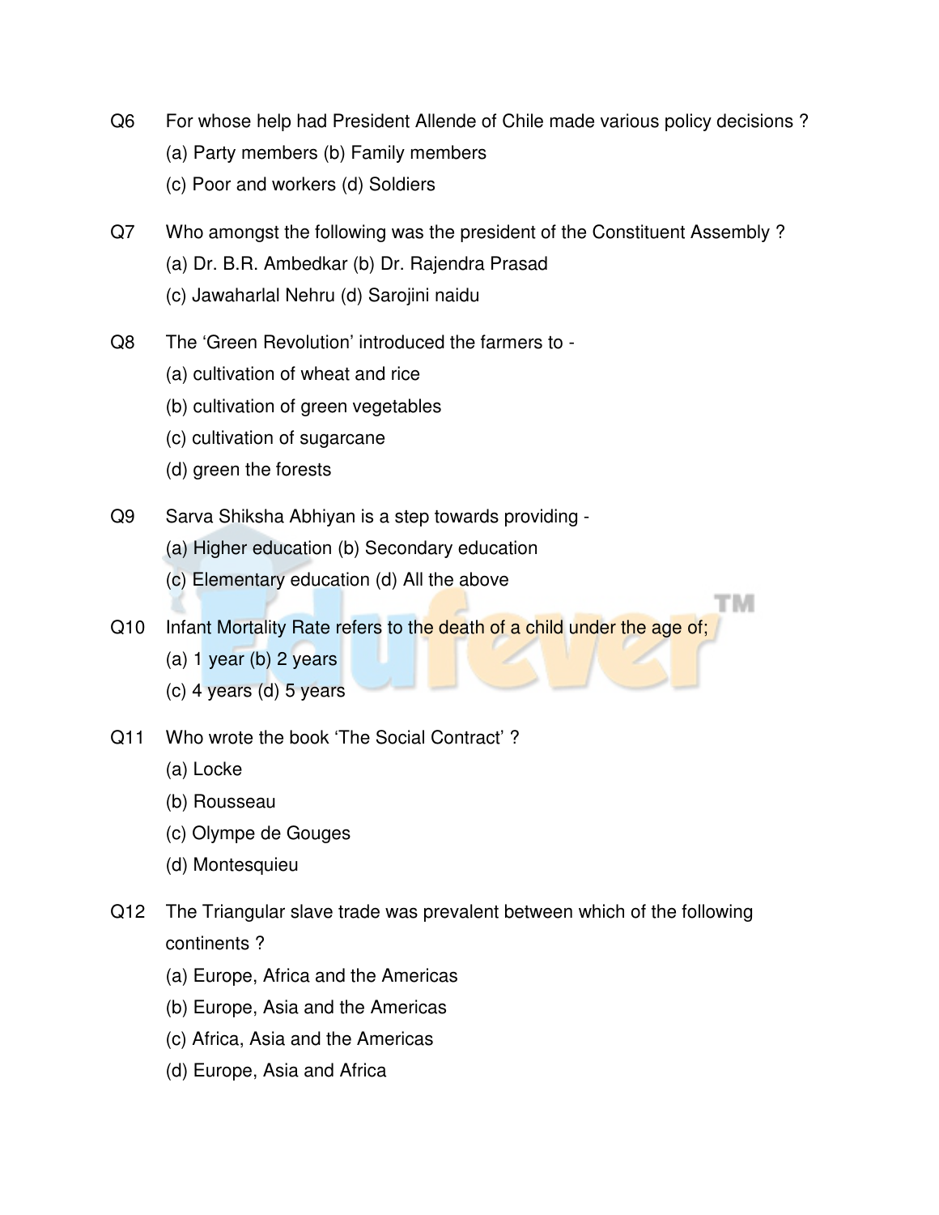Q6 For whose help had President Allende of Chile made various policy decisions ?

(a) Party members (b) Family members

(c) Poor and workers (d) Soldiers

Q7 Who amongst the following was the president of the Constituent Assembly ?

(a) Dr. B.R. Ambedkar (b) Dr. Rajendra Prasad

(c) Jawaharlal Nehru (d) Sarojini naidu

Q8 The ‘Green Revolution’ introduced the farmers to -

(a) cultivation of wheat and rice

(b) cultivation of green vegetables

(c) cultivation of sugarcane

(d) green the forests

Q9 Sarva Shiksha Abhiyan is a step towards providing -

(a) Higher education (b) Secondary education

(c) Elementary education (d) All the above

Q10 Infant Mortality Rate refers to the death of a child under the age of;

(a) 1 year (b) 2 years

(c) 4 years (d) 5 years

Q11 Who wrote the book ‘The Social Contract’ ?

(a) Locke

(b) Rousseau

(c) Olympe de Gouges

(d) Montesquieu

Q12 The Triangular slave trade was prevalent between which of the following continents ?

(a) Europe, Africa and the Americas

(b) Europe, Asia and the Americas

(c) Africa, Asia and the Americas

(d) Europe, Asia and Africa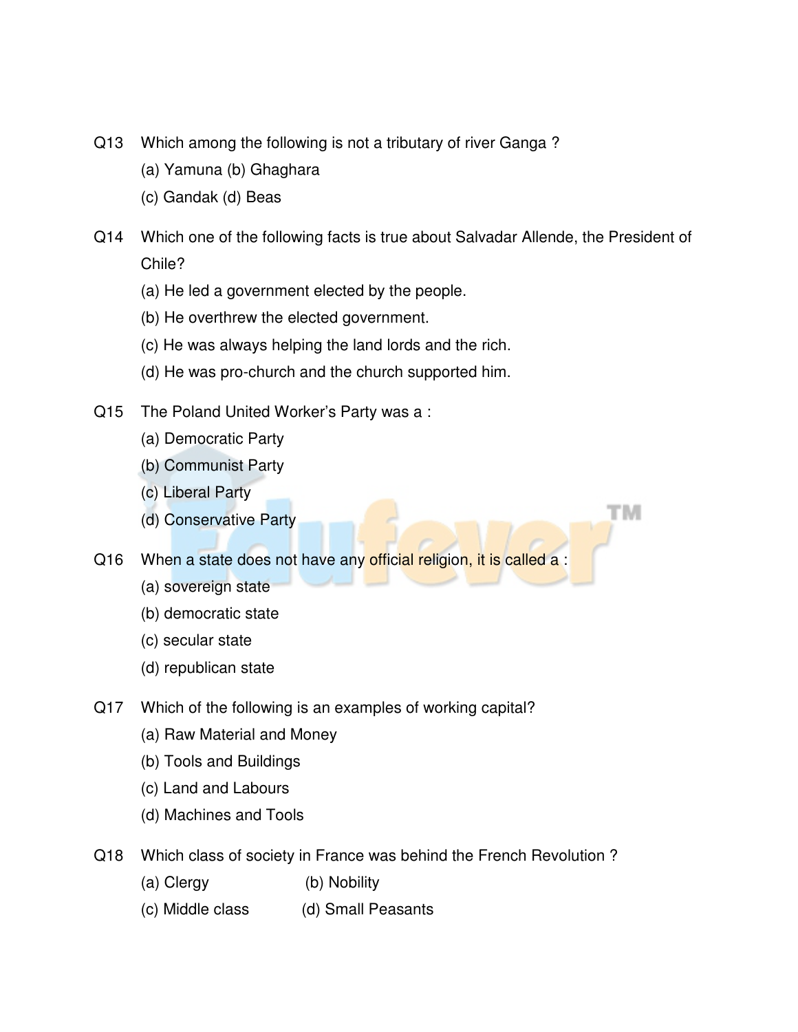Q13 Which among the following is not a tributary of river Ganga ?

(a) Yamuna (b) Ghaghara

(c) Gandak (d) Beas

Q14 Which one of the following facts is true about Salvadar Allende, the President of Chile?

(a) He led a government elected by the people.

(b) He overthrew the elected government.

(c) He was always helping the land lords and the rich.

(d) He was pro-church and the church supported him.

Q15 The Poland United Worker's Party was a :

(a) Democratic Party

(b) Communist Party

(c) Liberal Party

(d) Conservative Party

Q16 When a state does not have any official religion, it is called a :

(a) sovereign state

(b) democratic state

(c) secular state

(d) republican state

Q17 Which of the following is an examples of working capital?

(a) Raw Material and Money

(b) Tools and Buildings

(c) Land and Labours

(d) Machines and Tools

Q18 Which class of society in France was behind the French Revolution ?

(a) Clergy (b) Nobility

(c) Middle class (d) Small Peasants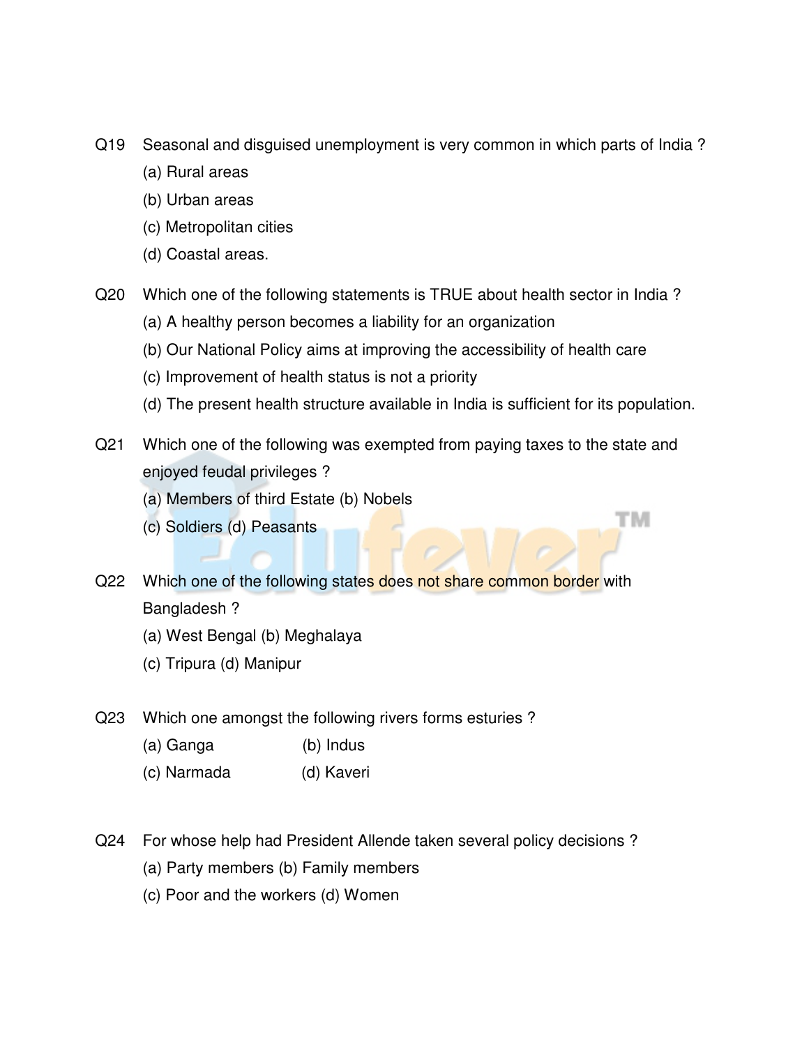Q19 Seasonal and disguised unemployment is very common in which parts of India ?

(a) Rural areas

(b) Urban areas

(c) Metropolitan cities

(d) Coastal areas.

Q20 Which one of the following statements is TRUE about health sector in India ?

(a) A healthy person becomes a liability for an organization

(b) Our National Policy aims at improving the accessibility of health care

(c) Improvement of health status is not a priority

(d) The present health structure available in India is sufficient for its population.

Q21 Which one of the following was exempted from paying taxes to the state and enjoyed feudal privileges ?

(a) Members of third Estate (b) Nobels

(c) Soldiers (d) Peasants

Q22 Which one of the following states does not share common border with Bangladesh ?

(a) West Bengal (b) Meghalaya

(c) Tripura (d) Manipur

Q23 Which one amongst the following rivers forms esturies ?

(a) Ganga (b) Indus

(c) Narmada (d) Kaveri

Q24 For whose help had President Allende taken several policy decisions ?

(a) Party members (b) Family members

(c) Poor and the workers (d) Women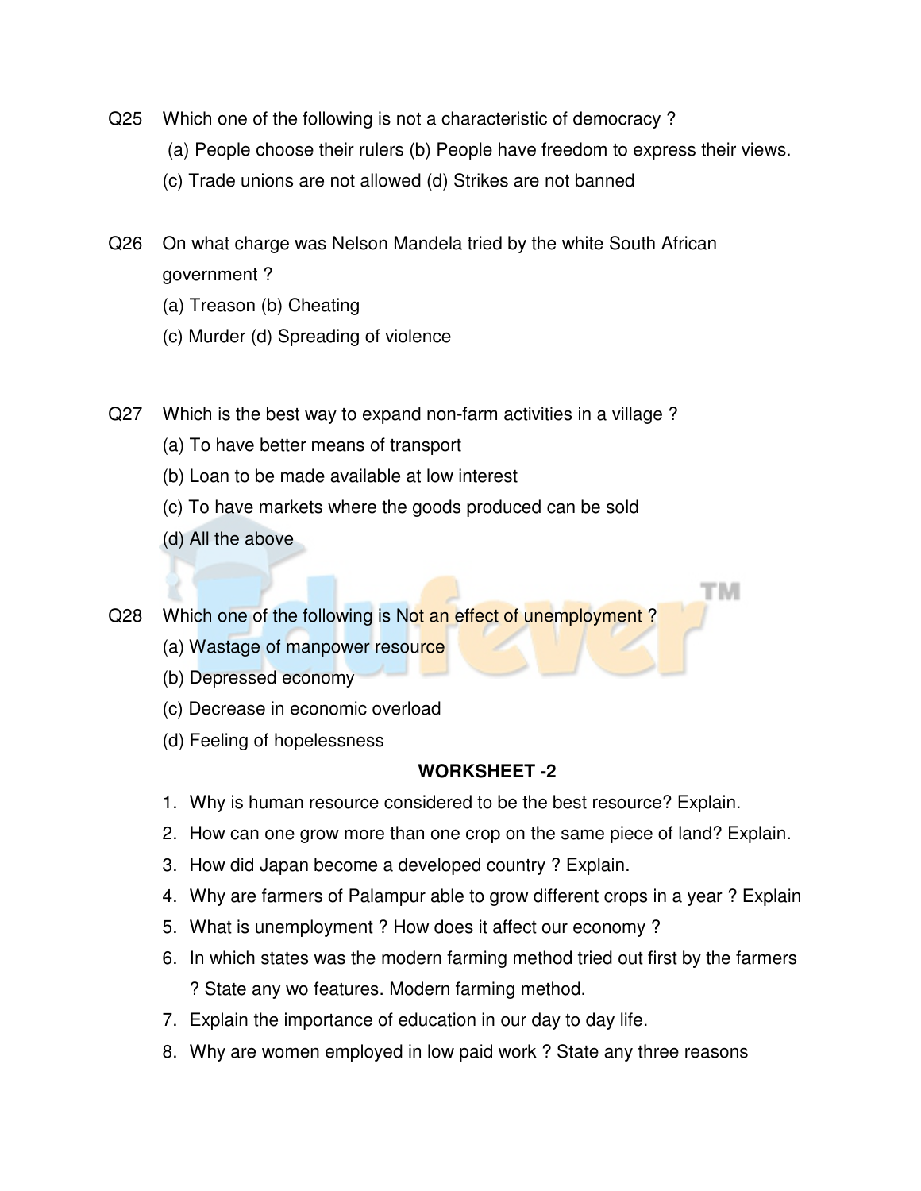Q25 Which one of the following is not a characteristic of democracy ?

(a) People choose their rulers (b) People have freedom to express their views.

(c) Trade unions are not allowed (d) Strikes are not banned

Q26 On what charge was Nelson Mandela tried by the white South African government ?

(a) Treason (b) Cheating

(c) Murder (d) Spreading of violence

Q27 Which is the best way to expand non-farm activities in a village ?

(a) To have better means of transport

(b) Loan to be made available at low interest

(c) To have markets where the goods produced can be sold

(d) All the above

Q28 Which one of the following is Not an effect of unemployment ?

(a) Wastage of manpower resource

(b) Depressed economy

(c) Decrease in economic overload

(d) Feeling of hopelessness

**WORKSHEET -2**

1. Why is human resource considered to be the best resource? Explain.
2. How can one grow more than one crop on the same piece of land? Explain.
3. How did Japan become a developed country ? Explain.
4. Why are farmers of Palampur able to grow different crops in a year ? Explain
5. What is unemployment ? How does it affect our economy ?
6. In which states was the modern farming method tried out first by the farmers ? State any wo features. Modern farming method.
7. Explain the importance of education in our day to day life.
8. Why are women employed in low paid work ? State any three reasons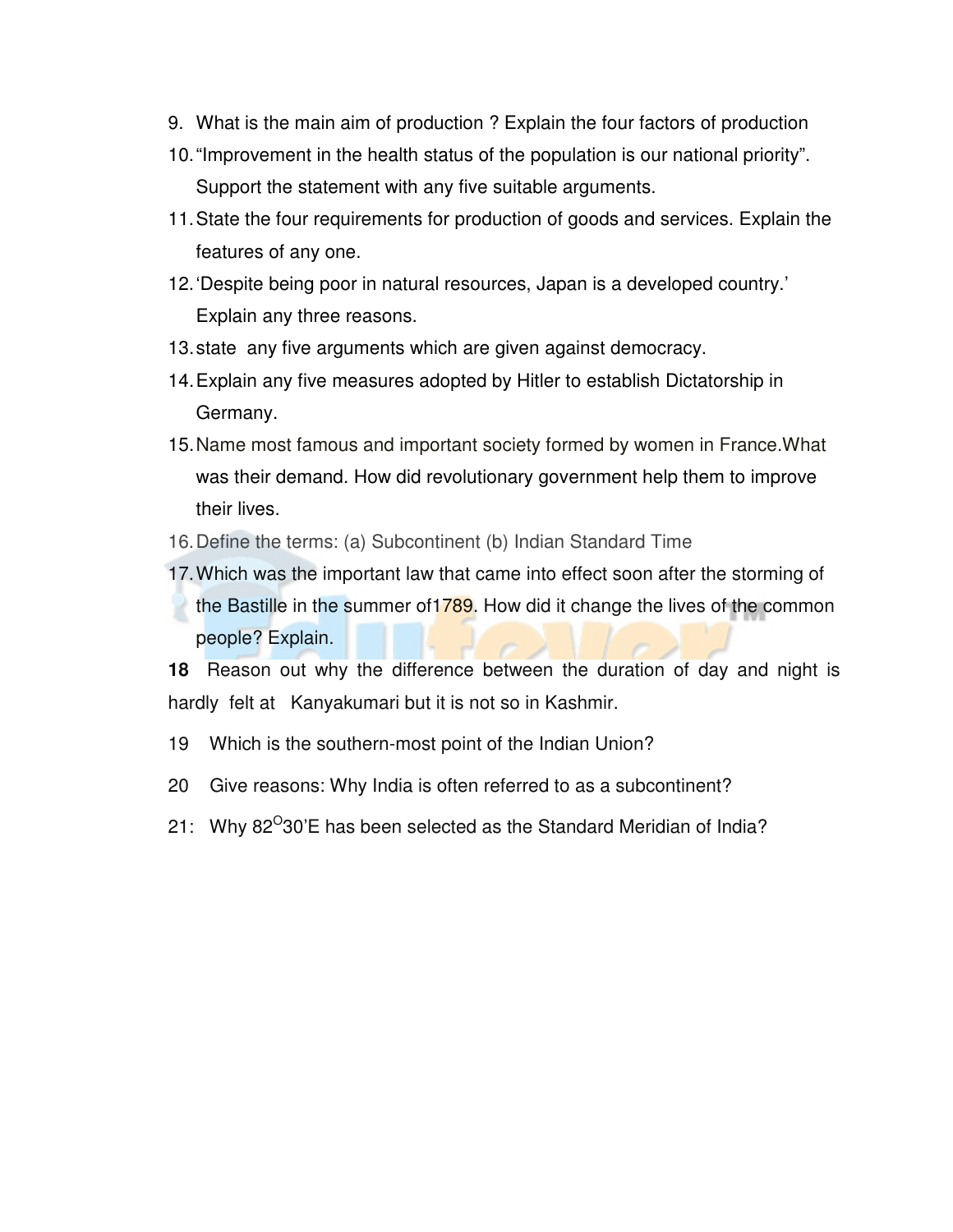9. What is the main aim of production ? Explain the four factors of production
10. "Improvement in the health status of the population is our national priority". Support the statement with any five suitable arguments.
11. State the four requirements for production of goods and services. Explain the features of any one.
12. 'Despite being poor in natural resources, Japan is a developed country.' Explain any three reasons.
13. state any five arguments which are given against democracy.
14. Explain any five measures adopted by Hitler to establish Dictatorship in Germany.
15. Name most famous and important society formed by women in France.What was their demand. How did revolutionary government help them to improve their lives.
16. Define the terms: (a) Subcontinent (b) Indian Standard Time
17. Which was the important law that came into effect soon after the storming of the Bastille in the summer of1789. How did it change the lives of the common people? Explain.

**18** Reason out why the difference between the duration of day and night is hardly felt at Kanyakumari but it is not so in Kashmir.

19 Which is the southern-most point of the Indian Union?

20 Give reasons: Why India is often referred to as a subcontinent?

21: Why $82^{O}30'$E has been selected as the Standard Meridian of India?